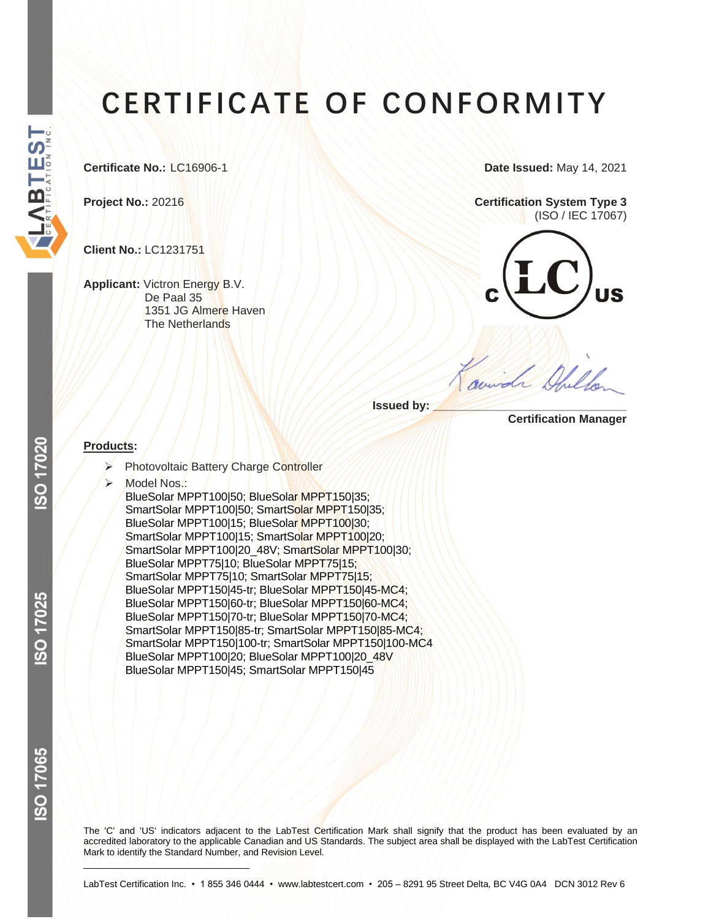# CERTIFICATE OF CONFORMITY

**Certificate No.:** LC16906-1

**Date Issued:** May 14, 2021

**Project No.:** 20216

**Certification System Type 3** (ISO / IEC 17067)

**Client No.:** LC1231751

**Applicant:** Victron Energy B.V.
De Paal 35
1351 JG Almere Haven
The Netherlands

c LC us

**Issued by:** ____________________
**Certification Manager**

**Products:**

- Photovoltaic Battery Charge Controller
- Model Nos.:
  BlueSolar MPPT100|50; BlueSolar MPPT150|35;
  SmartSolar MPPT100|50; SmartSolar MPPT150|35;
  BlueSolar MPPT100|15; BlueSolar MPPT100|30;
  SmartSolar MPPT100|15; SmartSolar MPPT100|20;
  SmartSolar MPPT100|20_48V; SmartSolar MPPT100|30;
  BlueSolar MPPT75|10; BlueSolar MPPT75|15;
  SmartSolar MPPT75|10; SmartSolar MPPT75|15;
  BlueSolar MPPT150|45-tr; BlueSolar MPPT150|45-MC4;
  BlueSolar MPPT150|60-tr; BlueSolar MPPT150|60-MC4;
  BlueSolar MPPT150|70-tr; BlueSolar MPPT150|70-MC4;
  SmartSolar MPPT150|85-tr; SmartSolar MPPT150|85-MC4;
  SmartSolar MPPT150|100-tr; SmartSolar MPPT150|100-MC4
  BlueSolar MPPT100|20; BlueSolar MPPT100|20_48V
  BlueSolar MPPT150|45; SmartSolar MPPT150|45

The 'C' and 'US' indicators adjacent to the LabTest Certification Mark shall signify that the product has been evaluated by an accredited laboratory to the applicable Canadian and US Standards. The subject area shall be displayed with the LabTest Certification Mark to identify the Standard Number, and Revision Level.

LabTest Certification Inc. • 1 855 346 0444 • www.labtestcert.com • 205 – 8291 95 Street Delta, BC V4G 0A4 DCN 3012 Rev 6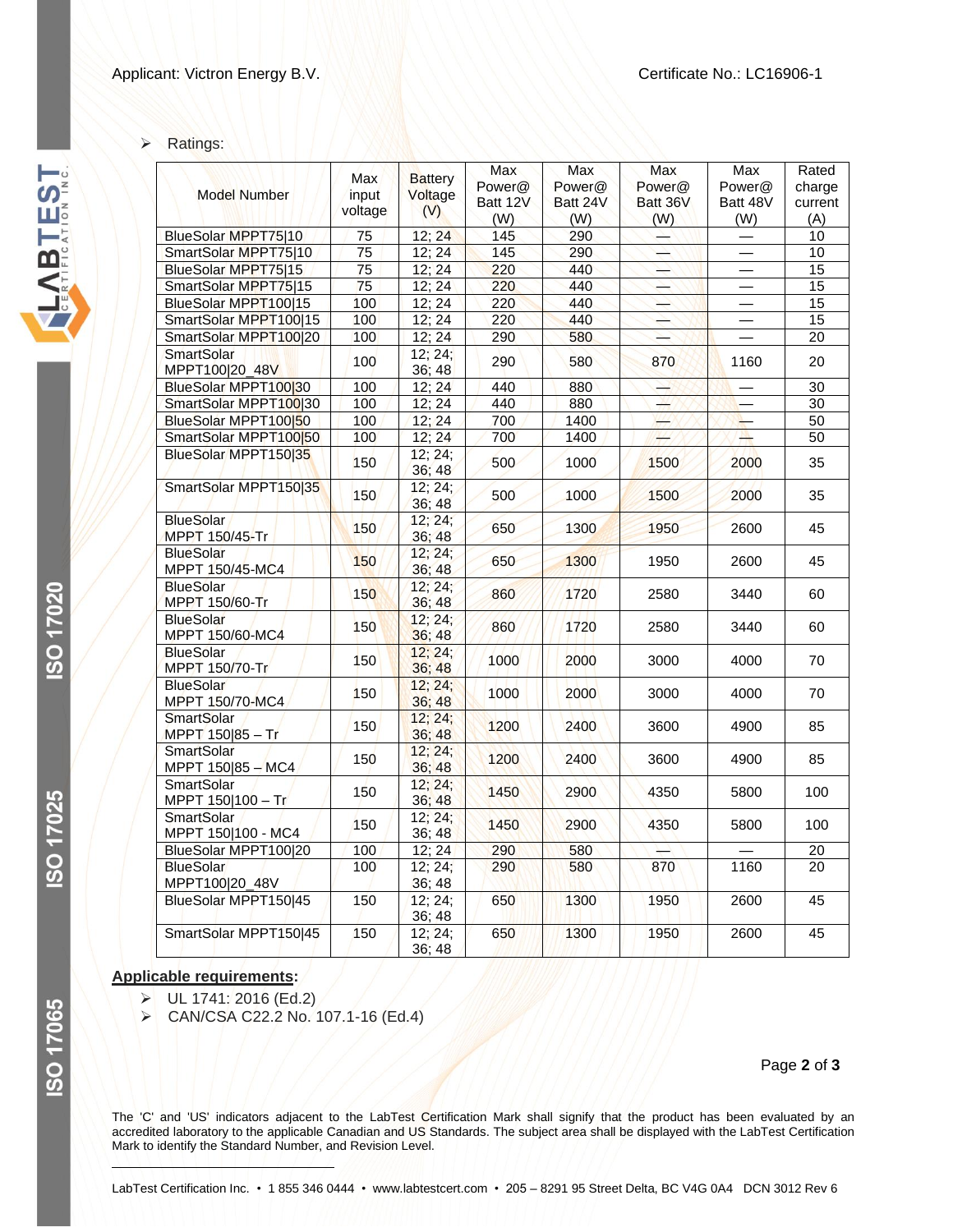- Ratings:

| Model Number | Max input voltage | Battery Voltage (V) | Max Power@ Batt 12V (W) | Max Power@ Batt 24V (W) | Max Power@ Batt 36V (W) | Max Power@ Batt 48V (W) | Rated charge current (A) |
|---|---|---|---|---|---|---|---|
| BlueSolar MPPT75\|10 | 75 | 12; 24 | 145 | 290 | — | — | 10 |
| SmartSolar MPPT75\|10 | 75 | 12; 24 | 145 | 290 | — | — | 10 |
| BlueSolar MPPT75\|15 | 75 | 12; 24 | 220 | 440 | — | — | 15 |
| SmartSolar MPPT75\|15 | 75 | 12; 24 | 220 | 440 | — | — | 15 |
| BlueSolar MPPT100\|15 | 100 | 12; 24 | 220 | 440 | — | — | 15 |
| SmartSolar MPPT100\|15 | 100 | 12; 24 | 220 | 440 | — | — | 15 |
| SmartSolar MPPT100\|20 | 100 | 12; 24 | 290 | 580 | — | — | 20 |
| SmartSolar MPPT100\|20_48V | 100 | 12; 24; 36; 48 | 290 | 580 | 870 | 1160 | 20 |
| BlueSolar MPPT100\|30 | 100 | 12; 24 | 440 | 880 | — | — | 30 |
| SmartSolar MPPT100\|30 | 100 | 12; 24 | 440 | 880 | — | — | 30 |
| BlueSolar MPPT100\|50 | 100 | 12; 24 | 700 | 1400 | — | — | 50 |
| SmartSolar MPPT100\|50 | 100 | 12; 24 | 700 | 1400 | — | — | 50 |
| BlueSolar MPPT150\|35 | 150 | 12; 24; 36; 48 | 500 | 1000 | 1500 | 2000 | 35 |
| SmartSolar MPPT150\|35 | 150 | 12; 24; 36; 48 | 500 | 1000 | 1500 | 2000 | 35 |
| BlueSolar MPPT 150/45-Tr | 150 | 12; 24; 36; 48 | 650 | 1300 | 1950 | 2600 | 45 |
| BlueSolar MPPT 150/45-MC4 | 150 | 12; 24; 36; 48 | 650 | 1300 | 1950 | 2600 | 45 |
| BlueSolar MPPT 150/60-Tr | 150 | 12; 24; 36; 48 | 860 | 1720 | 2580 | 3440 | 60 |
| BlueSolar MPPT 150/60-MC4 | 150 | 12; 24; 36; 48 | 860 | 1720 | 2580 | 3440 | 60 |
| BlueSolar MPPT 150/70-Tr | 150 | 12; 24; 36; 48 | 1000 | 2000 | 3000 | 4000 | 70 |
| BlueSolar MPPT 150/70-MC4 | 150 | 12; 24; 36; 48 | 1000 | 2000 | 3000 | 4000 | 70 |
| SmartSolar MPPT 150\|85 – Tr | 150 | 12; 24; 36; 48 | 1200 | 2400 | 3600 | 4900 | 85 |
| SmartSolar MPPT 150\|85 – MC4 | 150 | 12; 24; 36; 48 | 1200 | 2400 | 3600 | 4900 | 85 |
| SmartSolar MPPT 150\|100 – Tr | 150 | 12; 24; 36; 48 | 1450 | 2900 | 4350 | 5800 | 100 |
| SmartSolar MPPT 150\|100 - MC4 | 150 | 12; 24; 36; 48 | 1450 | 2900 | 4350 | 5800 | 100 |
| BlueSolar MPPT100\|20 | 100 | 12; 24 | 290 | 580 | — | — | 20 |
| BlueSolar MPPT100\|20_48V | 100 | 12; 24; 36; 48 | 290 | 580 | 870 | 1160 | 20 |
| BlueSolar MPPT150\|45 | 150 | 12; 24; 36; 48 | 650 | 1300 | 1950 | 2600 | 45 |
| SmartSolar MPPT150\|45 | 150 | 12; 24; 36; 48 | 650 | 1300 | 1950 | 2600 | 45 |

**Applicable requirements:**

- UL 1741: 2016 (Ed.2)
- CAN/CSA C22.2 No. 107.1-16 (Ed.4)

The 'C' and 'US' indicators adjacent to the LabTest Certification Mark shall signify that the product has been evaluated by an accredited laboratory to the applicable Canadian and US Standards. The subject area shall be displayed with the LabTest Certification Mark to identify the Standard Number, and Revision Level.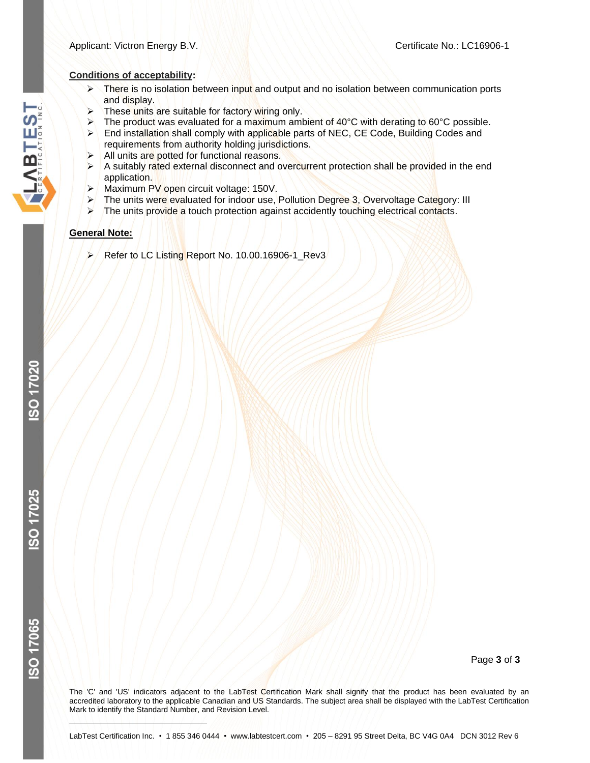**Conditions of acceptability:**

- There is no isolation between input and output and no isolation between communication ports and display.
- These units are suitable for factory wiring only.
- The product was evaluated for a maximum ambient of 40°C with derating to 60°C possible.
- End installation shall comply with applicable parts of NEC, CE Code, Building Codes and requirements from authority holding jurisdictions.
- All units are potted for functional reasons.
- A suitably rated external disconnect and overcurrent protection shall be provided in the end application.
- Maximum PV open circuit voltage: 150V.
- The units were evaluated for indoor use, Pollution Degree 3, Overvoltage Category: III
- The units provide a touch protection against accidently touching electrical contacts.

**General Note:**

- Refer to LC Listing Report No. 10.00.16906-1_Rev3

The 'C' and 'US' indicators adjacent to the LabTest Certification Mark shall signify that the product has been evaluated by an accredited laboratory to the applicable Canadian and US Standards. The subject area shall be displayed with the LabTest Certification Mark to identify the Standard Number, and Revision Level.